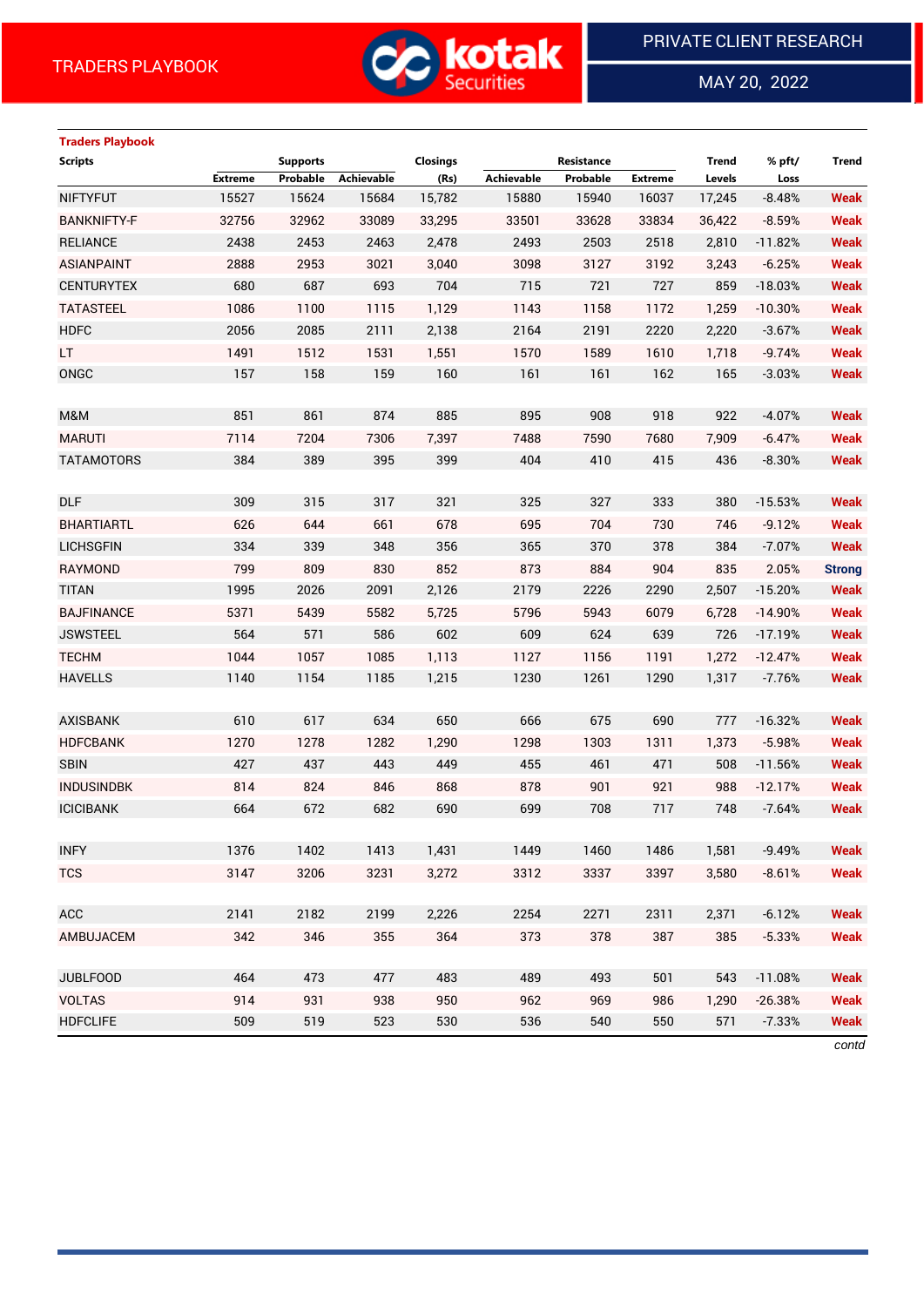TRADERS PLAYBOOK

PRIVATE CLIENT RESEARCH

MAY 20, 2022

**Traders Playbook**

| Scripts | Supports | | | Closings | Resistance | | | Trend | % pft/ | Trend |
|---|---|---|---|---|---|---|---|---|---|---|
| | Extreme | Probable | Achievable | (Rs) | Achievable | Probable | Extreme | Levels | Loss | |
| NIFTYFUT | 15527 | 15624 | 15684 | 15,782 | 15880 | 15940 | 16037 | 17,245 | -8.48% | Weak |
| BANKNIFTY-F | 32756 | 32962 | 33089 | 33,295 | 33501 | 33628 | 33834 | 36,422 | -8.59% | Weak |
| RELIANCE | 2438 | 2453 | 2463 | 2,478 | 2493 | 2503 | 2518 | 2,810 | -11.82% | Weak |
| ASIANPAINT | 2888 | 2953 | 3021 | 3,040 | 3098 | 3127 | 3192 | 3,243 | -6.25% | Weak |
| CENTURYTEX | 680 | 687 | 693 | 704 | 715 | 721 | 727 | 859 | -18.03% | Weak |
| TATASTEEL | 1086 | 1100 | 1115 | 1,129 | 1143 | 1158 | 1172 | 1,259 | -10.30% | Weak |
| HDFC | 2056 | 2085 | 2111 | 2,138 | 2164 | 2191 | 2220 | 2,220 | -3.67% | Weak |
| LT | 1491 | 1512 | 1531 | 1,551 | 1570 | 1589 | 1610 | 1,718 | -9.74% | Weak |
| ONGC | 157 | 158 | 159 | 160 | 161 | 161 | 162 | 165 | -3.03% | Weak |
| | | | | | | | | | | |
| M&M | 851 | 861 | 874 | 885 | 895 | 908 | 918 | 922 | -4.07% | Weak |
| MARUTI | 7114 | 7204 | 7306 | 7,397 | 7488 | 7590 | 7680 | 7,909 | -6.47% | Weak |
| TATAMOTORS | 384 | 389 | 395 | 399 | 404 | 410 | 415 | 436 | -8.30% | Weak |
| | | | | | | | | | | |
| DLF | 309 | 315 | 317 | 321 | 325 | 327 | 333 | 380 | -15.53% | Weak |
| BHARTIARTL | 626 | 644 | 661 | 678 | 695 | 704 | 730 | 746 | -9.12% | Weak |
| LICHSGFIN | 334 | 339 | 348 | 356 | 365 | 370 | 378 | 384 | -7.07% | Weak |
| RAYMOND | 799 | 809 | 830 | 852 | 873 | 884 | 904 | 835 | 2.05% | Strong |
| TITAN | 1995 | 2026 | 2091 | 2,126 | 2179 | 2226 | 2290 | 2,507 | -15.20% | Weak |
| BAJFINANCE | 5371 | 5439 | 5582 | 5,725 | 5796 | 5943 | 6079 | 6,728 | -14.90% | Weak |
| JSWSTEEL | 564 | 571 | 586 | 602 | 609 | 624 | 639 | 726 | -17.19% | Weak |
| TECHM | 1044 | 1057 | 1085 | 1,113 | 1127 | 1156 | 1191 | 1,272 | -12.47% | Weak |
| HAVELLS | 1140 | 1154 | 1185 | 1,215 | 1230 | 1261 | 1290 | 1,317 | -7.76% | Weak |
| | | | | | | | | | | |
| AXISBANK | 610 | 617 | 634 | 650 | 666 | 675 | 690 | 777 | -16.32% | Weak |
| HDFCBANK | 1270 | 1278 | 1282 | 1,290 | 1298 | 1303 | 1311 | 1,373 | -5.98% | Weak |
| SBIN | 427 | 437 | 443 | 449 | 455 | 461 | 471 | 508 | -11.56% | Weak |
| INDUSINDBK | 814 | 824 | 846 | 868 | 878 | 901 | 921 | 988 | -12.17% | Weak |
| ICICIBANK | 664 | 672 | 682 | 690 | 699 | 708 | 717 | 748 | -7.64% | Weak |
| | | | | | | | | | | |
| INFY | 1376 | 1402 | 1413 | 1,431 | 1449 | 1460 | 1486 | 1,581 | -9.49% | Weak |
| TCS | 3147 | 3206 | 3231 | 3,272 | 3312 | 3337 | 3397 | 3,580 | -8.61% | Weak |
| | | | | | | | | | | |
| ACC | 2141 | 2182 | 2199 | 2,226 | 2254 | 2271 | 2311 | 2,371 | -6.12% | Weak |
| AMBUJACEM | 342 | 346 | 355 | 364 | 373 | 378 | 387 | 385 | -5.33% | Weak |
| | | | | | | | | | | |
| JUBLFOOD | 464 | 473 | 477 | 483 | 489 | 493 | 501 | 543 | -11.08% | Weak |
| VOLTAS | 914 | 931 | 938 | 950 | 962 | 969 | 986 | 1,290 | -26.38% | Weak |
| HDFCLIFE | 509 | 519 | 523 | 530 | 536 | 540 | 550 | 571 | -7.33% | Weak |

*contd*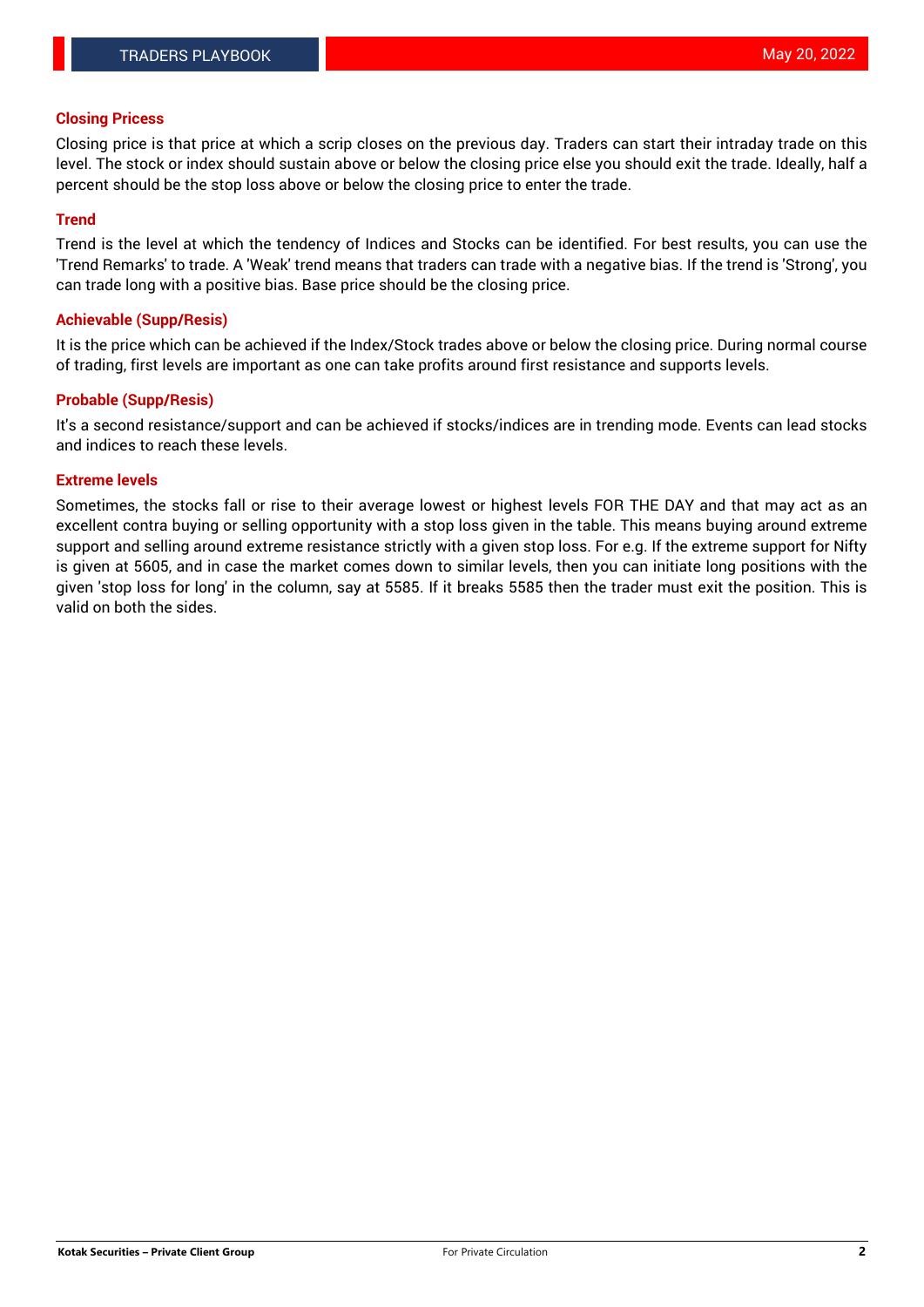## Closing Pricess

Closing price is that price at which a scrip closes on the previous day. Traders can start their intraday trade on this level. The stock or index should sustain above or below the closing price else you should exit the trade. Ideally, half a percent should be the stop loss above or below the closing price to enter the trade.

## Trend

Trend is the level at which the tendency of Indices and Stocks can be identified. For best results, you can use the 'Trend Remarks' to trade. A 'Weak' trend means that traders can trade with a negative bias. If the trend is 'Strong', you can trade long with a positive bias. Base price should be the closing price.

## Achievable (Supp/Resis)

It is the price which can be achieved if the Index/Stock trades above or below the closing price. During normal course of trading, first levels are important as one can take profits around first resistance and supports levels.

## Probable (Supp/Resis)

It's a second resistance/support and can be achieved if stocks/indices are in trending mode. Events can lead stocks and indices to reach these levels.

## Extreme levels

Sometimes, the stocks fall or rise to their average lowest or highest levels FOR THE DAY and that may act as an excellent contra buying or selling opportunity with a stop loss given in the table. This means buying around extreme support and selling around extreme resistance strictly with a given stop loss. For e.g. If the extreme support for Nifty is given at 5605, and in case the market comes down to similar levels, then you can initiate long positions with the given 'stop loss for long' in the column, say at 5585. If it breaks 5585 then the trader must exit the position. This is valid on both the sides.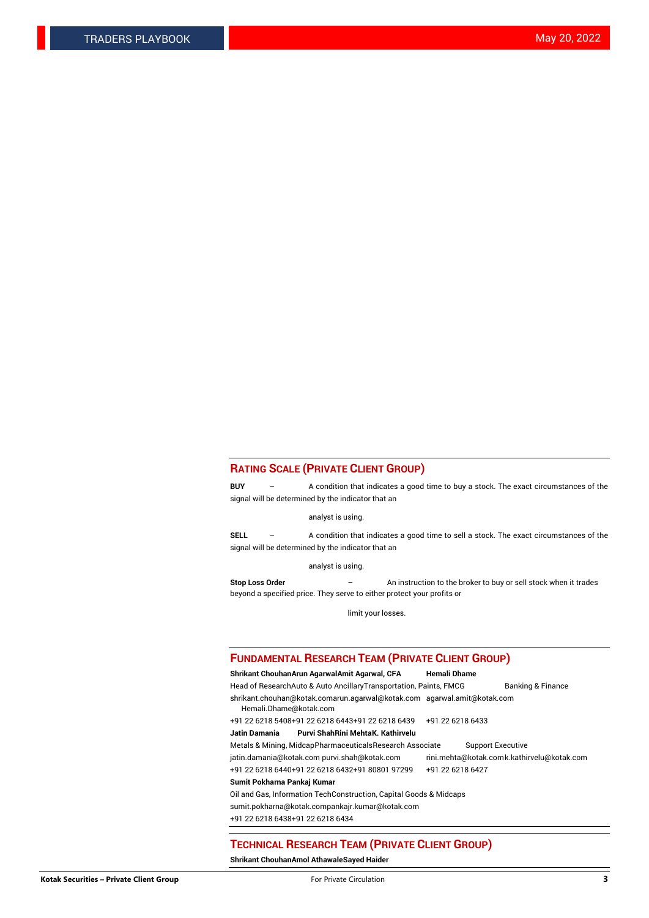## RATING SCALE (PRIVATE CLIENT GROUP)

**BUY** – A condition that indicates a good time to buy a stock. The exact circumstances of the signal will be determined by the indicator that an analyst is using.

**SELL** – A condition that indicates a good time to sell a stock. The exact circumstances of the signal will be determined by the indicator that an analyst is using.

**Stop Loss Order** – An instruction to the broker to buy or sell stock when it trades beyond a specified price. They serve to either protect your profits or limit your losses.

## FUNDAMENTAL RESEARCH TEAM (PRIVATE CLIENT GROUP)

| | | | |
|---|---|---|---|
| **Shrikant Chouhan** | **Arun Agarwal** | **Amit Agarwal, CFA** | **Hemali Dhame** |
| Head of Research | Auto & Auto Ancillary | Transportation, Paints, FMCG | Banking & Finance |
| shrikant.chouhan@kotak.com | arun.agarwal@kotak.com | agarwal.amit@kotak.com | Hemali.Dhame@kotak.com |
| +91 22 6218 5408 | +91 22 6218 6443 | +91 22 6218 6439 | +91 22 6218 6433 |
| **Jatin Damania** | **Purvi Shah** | **Rini Mehta** | **K. Kathirvelu** |
| Metals & Mining, Midcap | Pharmaceuticals | Research Associate | Support Executive |
| jatin.damania@kotak.com | purvi.shah@kotak.com | rini.mehta@kotak.com | k.kathirvelu@kotak.com |
| +91 22 6218 6440 | +91 22 6218 6432 | +91 80801 97299 | +91 22 6218 6427 |
| **Sumit Pokharna** | **Pankaj Kumar** | | |
| Oil and Gas, Information Tech | Construction, Capital Goods & Midcaps | | |
| sumit.pokharna@kotak.com | pankajr.kumar@kotak.com | | |
| +91 22 6218 6438 | +91 22 6218 6434 | | |

## TECHNICAL RESEARCH TEAM (PRIVATE CLIENT GROUP)

**Shrikant Chouhan** **Amol Athawale** **Sayed Haider**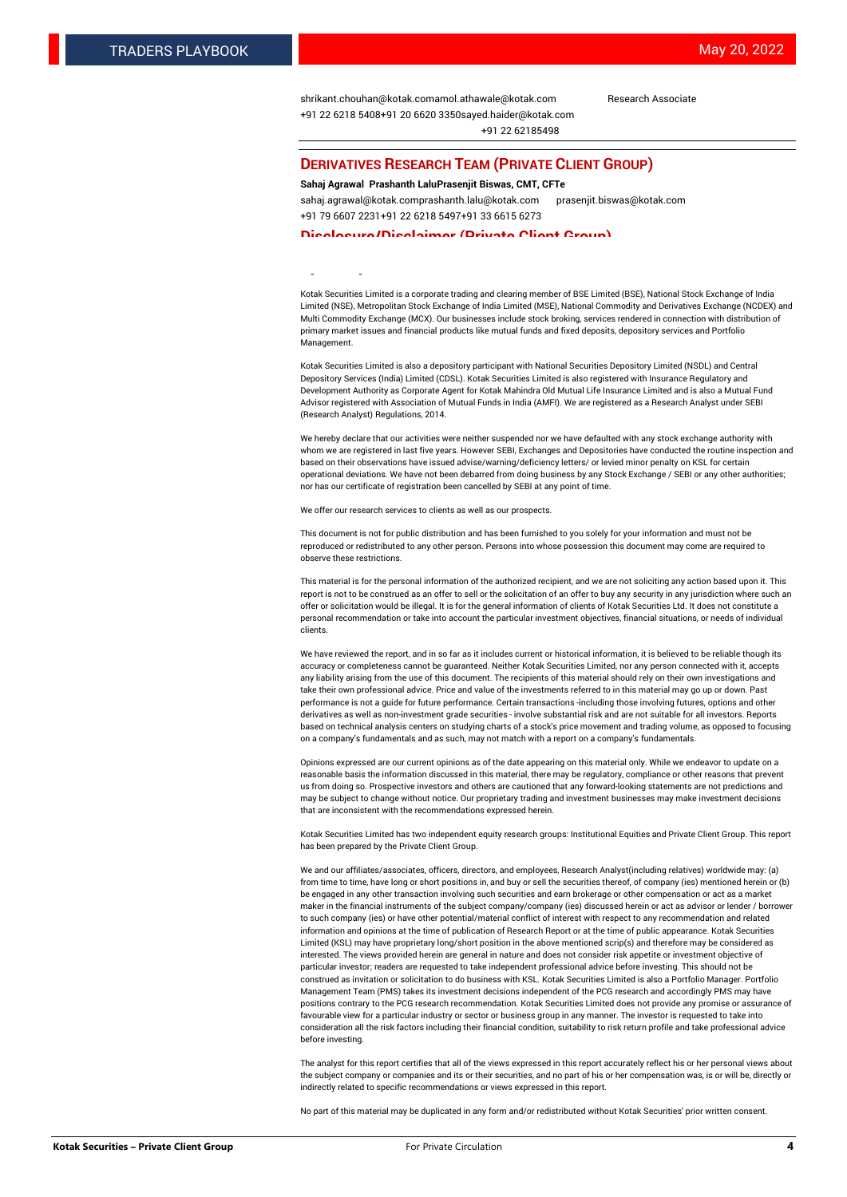shrikant.chouhan@kotak.com amol.athawale@kotak.com Research Associate
+91 22 6218 5408 +91 20 6620 3350 sayed.haider@kotak.com
+91 22 62185498

## DERIVATIVES RESEARCH TEAM (PRIVATE CLIENT GROUP)

**Sahaj Agrawal Prashanth Lalu Prasenjit Biswas, CMT, CFTe**

sahaj.agrawal@kotak.com prashanth.lalu@kotak.com prasenjit.biswas@kotak.com
+91 79 6607 2231 +91 22 6218 5497 +91 33 6615 6273

## Disclosure/Disclaimer (Private Client Group)

Kotak Securities Limited is a corporate trading and clearing member of BSE Limited (BSE), National Stock Exchange of India Limited (NSE), Metropolitan Stock Exchange of India Limited (MSE), National Commodity and Derivatives Exchange (NCDEX) and Multi Commodity Exchange (MCX). Our businesses include stock broking, services rendered in connection with distribution of primary market issues and financial products like mutual funds and fixed deposits, depository services and Portfolio Management.

Kotak Securities Limited is also a depository participant with National Securities Depository Limited (NSDL) and Central Depository Services (India) Limited (CDSL). Kotak Securities Limited is also registered with Insurance Regulatory and Development Authority as Corporate Agent for Kotak Mahindra Old Mutual Life Insurance Limited and is also a Mutual Fund Advisor registered with Association of Mutual Funds in India (AMFI). We are registered as a Research Analyst under SEBI (Research Analyst) Regulations, 2014.

We hereby declare that our activities were neither suspended nor we have defaulted with any stock exchange authority with whom we are registered in last five years. However SEBI, Exchanges and Depositories have conducted the routine inspection and based on their observations have issued advise/warning/deficiency letters/ or levied minor penalty on KSL for certain operational deviations. We have not been debarred from doing business by any Stock Exchange / SEBI or any other authorities; nor has our certificate of registration been cancelled by SEBI at any point of time.

We offer our research services to clients as well as our prospects.

This document is not for public distribution and has been furnished to you solely for your information and must not be reproduced or redistributed to any other person. Persons into whose possession this document may come are required to observe these restrictions.

This material is for the personal information of the authorized recipient, and we are not soliciting any action based upon it. This report is not to be construed as an offer to sell or the solicitation of an offer to buy any security in any jurisdiction where such an offer or solicitation would be illegal. It is for the general information of clients of Kotak Securities Ltd. It does not constitute a personal recommendation or take into account the particular investment objectives, financial situations, or needs of individual clients.

We have reviewed the report, and in so far as it includes current or historical information, it is believed to be reliable though its accuracy or completeness cannot be guaranteed. Neither Kotak Securities Limited, nor any person connected with it, accepts any liability arising from the use of this document. The recipients of this material should rely on their own investigations and take their own professional advice. Price and value of the investments referred to in this material may go up or down. Past performance is not a guide for future performance. Certain transactions -including those involving futures, options and other derivatives as well as non-investment grade securities - involve substantial risk and are not suitable for all investors. Reports based on technical analysis centers on studying charts of a stock's price movement and trading volume, as opposed to focusing on a company's fundamentals and as such, may not match with a report on a company's fundamentals.

Opinions expressed are our current opinions as of the date appearing on this material only. While we endeavor to update on a reasonable basis the information discussed in this material, there may be regulatory, compliance or other reasons that prevent us from doing so. Prospective investors and others are cautioned that any forward-looking statements are not predictions and may be subject to change without notice. Our proprietary trading and investment businesses may make investment decisions that are inconsistent with the recommendations expressed herein.

Kotak Securities Limited has two independent equity research groups: Institutional Equities and Private Client Group. This report has been prepared by the Private Client Group.

We and our affiliates/associates, officers, directors, and employees, Research Analyst(including relatives) worldwide may: (a) from time to time, have long or short positions in, and buy or sell the securities thereof, of company (ies) mentioned herein or (b) be engaged in any other transaction involving such securities and earn brokerage or other compensation or act as a market maker in the financial instruments of the subject company/company (ies) discussed herein or act as advisor or lender / borrower to such company (ies) or have other potential/material conflict of interest with respect to any recommendation and related information and opinions at the time of publication of Research Report or at the time of public appearance. Kotak Securities Limited (KSL) may have proprietary long/short position in the above mentioned scrip(s) and therefore may be considered as interested. The views provided herein are general in nature and does not consider risk appetite or investment objective of particular investor; readers are requested to take independent professional advice before investing. This should not be construed as invitation or solicitation to do business with KSL. Kotak Securities Limited is also a Portfolio Manager. Portfolio Management Team (PMS) takes its investment decisions independent of the PCG research and accordingly PMS may have positions contrary to the PCG research recommendation. Kotak Securities Limited does not provide any promise or assurance of favourable view for a particular industry or sector or business group in any manner. The investor is requested to take into consideration all the risk factors including their financial condition, suitability to risk return profile and take professional advice before investing.

The analyst for this report certifies that all of the views expressed in this report accurately reflect his or her personal views about the subject company or companies and its or their securities, and no part of his or her compensation was, is or will be, directly or indirectly related to specific recommendations or views expressed in this report.

No part of this material may be duplicated in any form and/or redistributed without Kotak Securities' prior written consent.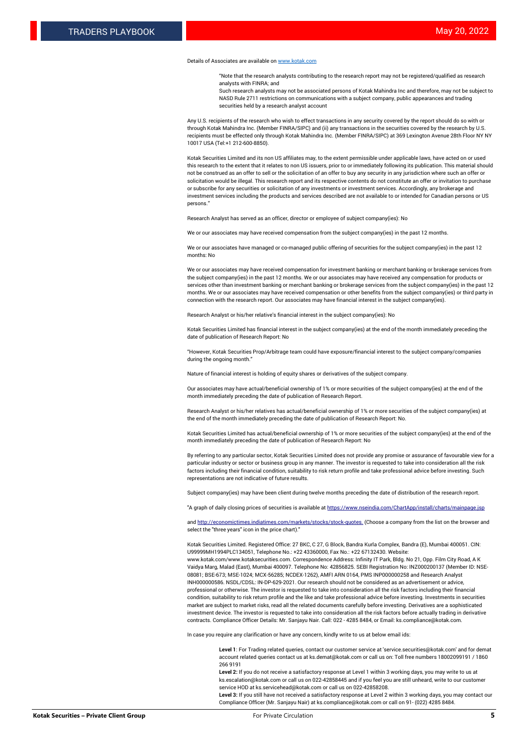Details of Associates are available on www.kotak.com

"Note that the research analysts contributing to the research report may not be registered/qualified as research analysts with FINRA; and
Such research analysts may not be associated persons of Kotak Mahindra Inc and therefore, may not be subject to NASD Rule 2711 restrictions on communications with a subject company, public appearances and trading securities held by a research analyst account

Any U.S. recipients of the research who wish to effect transactions in any security covered by the report should do so with or through Kotak Mahindra Inc. (Member FINRA/SIPC) and (ii) any transactions in the securities covered by the research by U.S. recipients must be effected only through Kotak Mahindra Inc. (Member FINRA/SIPC) at 369 Lexington Avenue 28th Floor NY NY 10017 USA (Tel:+1 212-600-8850).

Kotak Securities Limited and its non US affiliates may, to the extent permissible under applicable laws, have acted on or used this research to the extent that it relates to non US issuers, prior to or immediately following its publication. This material should not be construed as an offer to sell or the solicitation of an offer to buy any security in any jurisdiction where such an offer or solicitation would be illegal. This research report and its respective contents do not constitute an offer or invitation to purchase or subscribe for any securities or solicitation of any investments or investment services. Accordingly, any brokerage and investment services including the products and services described are not available to or intended for Canadian persons or US persons."

Research Analyst has served as an officer, director or employee of subject company(ies): No

We or our associates may have received compensation from the subject company(ies) in the past 12 months.

We or our associates have managed or co-managed public offering of securities for the subject company(ies) in the past 12 months: No

We or our associates may have received compensation for investment banking or merchant banking or brokerage services from the subject company(ies) in the past 12 months. We or our associates may have received any compensation for products or services other than investment banking or merchant banking or brokerage services from the subject company(ies) in the past 12 months. We or our associates may have received compensation or other benefits from the subject company(ies) or third party in connection with the research report. Our associates may have financial interest in the subject company(ies).

Research Analyst or his/her relative's financial interest in the subject company(ies): No

Kotak Securities Limited has financial interest in the subject company(ies) at the end of the month immediately preceding the date of publication of Research Report: No

"However, Kotak Securities Prop/Arbitrage team could have exposure/financial interest to the subject company/companies during the ongoing month."

Nature of financial interest is holding of equity shares or derivatives of the subject company.

Our associates may have actual/beneficial ownership of 1% or more securities of the subject company(ies) at the end of the month immediately preceding the date of publication of Research Report.

Research Analyst or his/her relatives has actual/beneficial ownership of 1% or more securities of the subject company(ies) at the end of the month immediately preceding the date of publication of Research Report: No.

Kotak Securities Limited has actual/beneficial ownership of 1% or more securities of the subject company(ies) at the end of the month immediately preceding the date of publication of Research Report: No

By referring to any particular sector, Kotak Securities Limited does not provide any promise or assurance of favourable view for a particular industry or sector or business group in any manner. The investor is requested to take into consideration all the risk factors including their financial condition, suitability to risk return profile and take professional advice before investing. Such representations are not indicative of future results.

Subject company(ies) may have been client during twelve months preceding the date of distribution of the research report.

"A graph of daily closing prices of securities is available at https://www.nseindia.com/ChartApp/install/charts/mainpage.jsp

and http://economictimes.indiatimes.com/markets/stocks/stock-quotes. (Choose a company from the list on the browser and select the "three years" icon in the price chart)."

Kotak Securities Limited. Registered Office: 27 BKC, C 27, G Block, Bandra Kurla Complex, Bandra (E), Mumbai 400051. CIN: U99999MH1994PLC134051, Telephone No.: +22 43360000, Fax No.: +22 67132430. Website: www.kotak.com/www.kotaksecurities.com. Correspondence Address: Infinity IT Park, Bldg. No 21, Opp. Film City Road, A K Vaidya Marg, Malad (East), Mumbai 400097. Telephone No: 42856825. SEBI Registration No: INZ000200137 (Member ID: NSE-08081; BSE-673; MSE-1024; MCX-56285; NCDEX-1262), AMFI ARN 0164, PMS INP000000258 and Research Analyst INH000000586. NSDL/CDSL: IN-DP-629-2021. Our research should not be considered as an advertisement or advice, professional or otherwise. The investor is requested to take into consideration all the risk factors including their financial condition, suitability to risk return profile and the like and take professional advice before investing. Investments in securities market are subject to market risks, read all the related documents carefully before investing. Derivatives are a sophisticated investment device. The investor is requested to take into consideration all the risk factors before actually trading in derivative contracts. Compliance Officer Details: Mr. Sanjayu Nair. Call: 022 - 4285 8484, or Email: ks.compliance@kotak.com.

In case you require any clarification or have any concern, kindly write to us at below email ids:

**Level 1**: For Trading related queries, contact our customer service at 'service.securities@kotak.com' and for demat account related queries contact us at ks.demat@kotak.com or call us on: Toll free numbers 18002099191 / 1860 266 9191
**Level 2:** If you do not receive a satisfactory response at Level 1 within 3 working days, you may write to us at ks.escalation@kotak.com or call us on 022-42858445 and if you feel you are still unheard, write to our customer service HOD at ks.servicehead@kotak.com or call us on 022-42858208.
**Level 3:** If you still have not received a satisfactory response at Level 2 within 3 working days, you may contact our Compliance Officer (Mr. Sanjayu Nair) at ks.compliance@kotak.com or call on 91- (022) 4285 8484.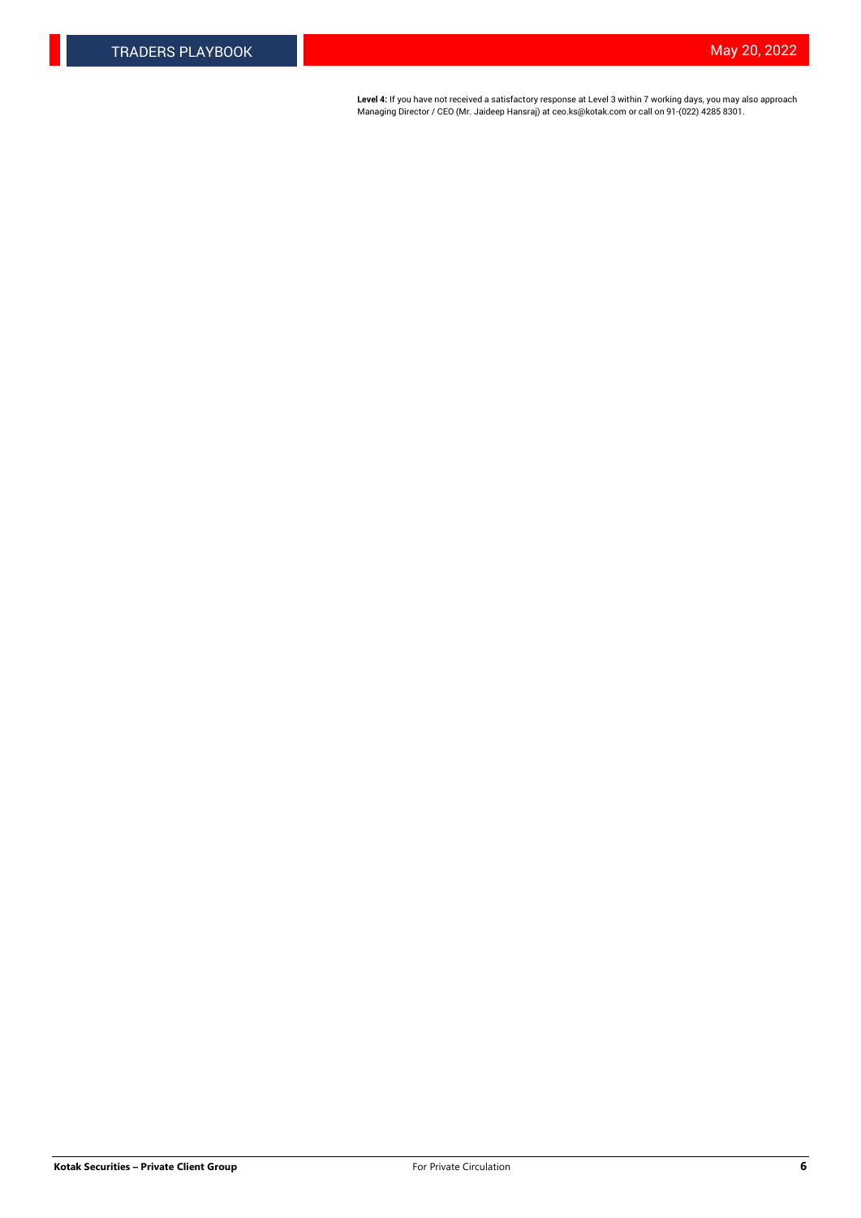**Level 4:** If you have not received a satisfactory response at Level 3 within 7 working days, you may also approach Managing Director / CEO (Mr. Jaideep Hansraj) at ceo.ks@kotak.com or call on 91-(022) 4285 8301.